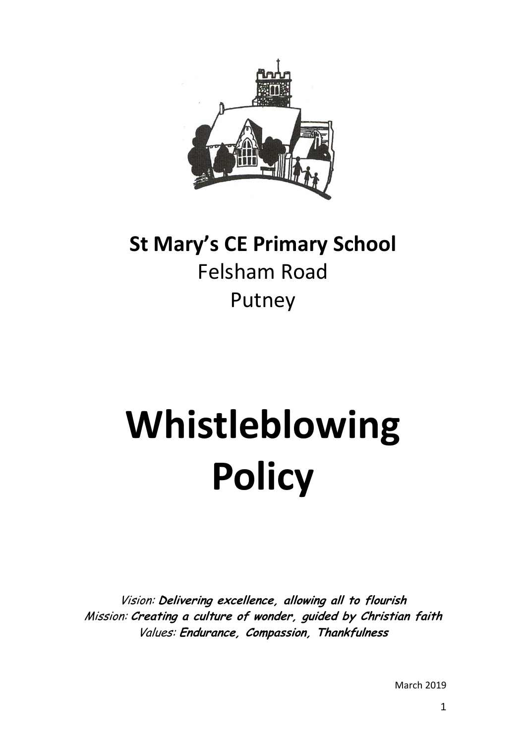**St Mary's CE Primary School**
Felsham Road
Putney

# Whistleblowing Policy

*Vision:* ***Delivering excellence, allowing all to flourish***
*Mission:* ***Creating a culture of wonder, guided by Christian faith***
*Values:* ***Endurance, Compassion, Thankfulness***

March 2019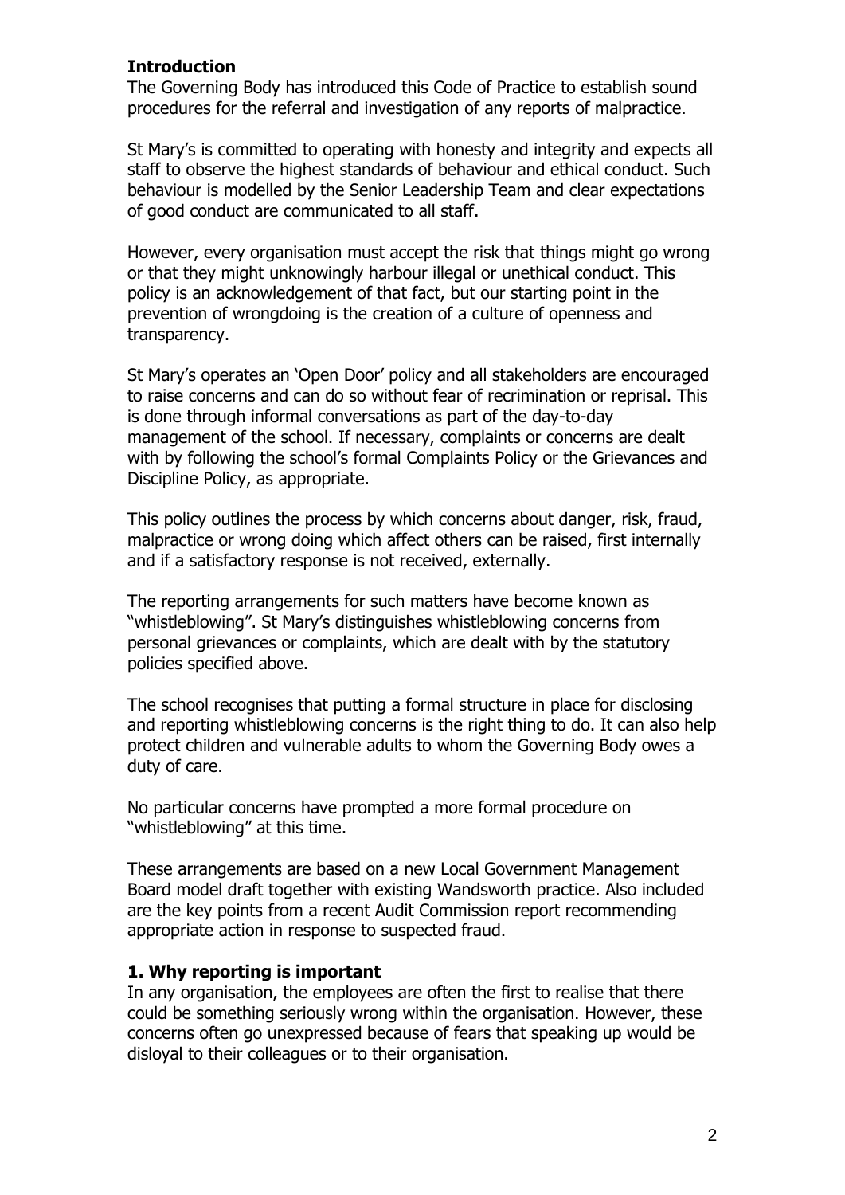## Introduction

The Governing Body has introduced this Code of Practice to establish sound procedures for the referral and investigation of any reports of malpractice.

St Mary's is committed to operating with honesty and integrity and expects all staff to observe the highest standards of behaviour and ethical conduct. Such behaviour is modelled by the Senior Leadership Team and clear expectations of good conduct are communicated to all staff.

However, every organisation must accept the risk that things might go wrong or that they might unknowingly harbour illegal or unethical conduct. This policy is an acknowledgement of that fact, but our starting point in the prevention of wrongdoing is the creation of a culture of openness and transparency.

St Mary's operates an 'Open Door' policy and all stakeholders are encouraged to raise concerns and can do so without fear of recrimination or reprisal. This is done through informal conversations as part of the day-to-day management of the school. If necessary, complaints or concerns are dealt with by following the school's formal Complaints Policy or the Grievances and Discipline Policy, as appropriate.

This policy outlines the process by which concerns about danger, risk, fraud, malpractice or wrong doing which affect others can be raised, first internally and if a satisfactory response is not received, externally.

The reporting arrangements for such matters have become known as "whistleblowing". St Mary's distinguishes whistleblowing concerns from personal grievances or complaints, which are dealt with by the statutory policies specified above.

The school recognises that putting a formal structure in place for disclosing and reporting whistleblowing concerns is the right thing to do. It can also help protect children and vulnerable adults to whom the Governing Body owes a duty of care.

No particular concerns have prompted a more formal procedure on "whistleblowing" at this time.

These arrangements are based on a new Local Government Management Board model draft together with existing Wandsworth practice. Also included are the key points from a recent Audit Commission report recommending appropriate action in response to suspected fraud.

## 1. Why reporting is important

In any organisation, the employees are often the first to realise that there could be something seriously wrong within the organisation. However, these concerns often go unexpressed because of fears that speaking up would be disloyal to their colleagues or to their organisation.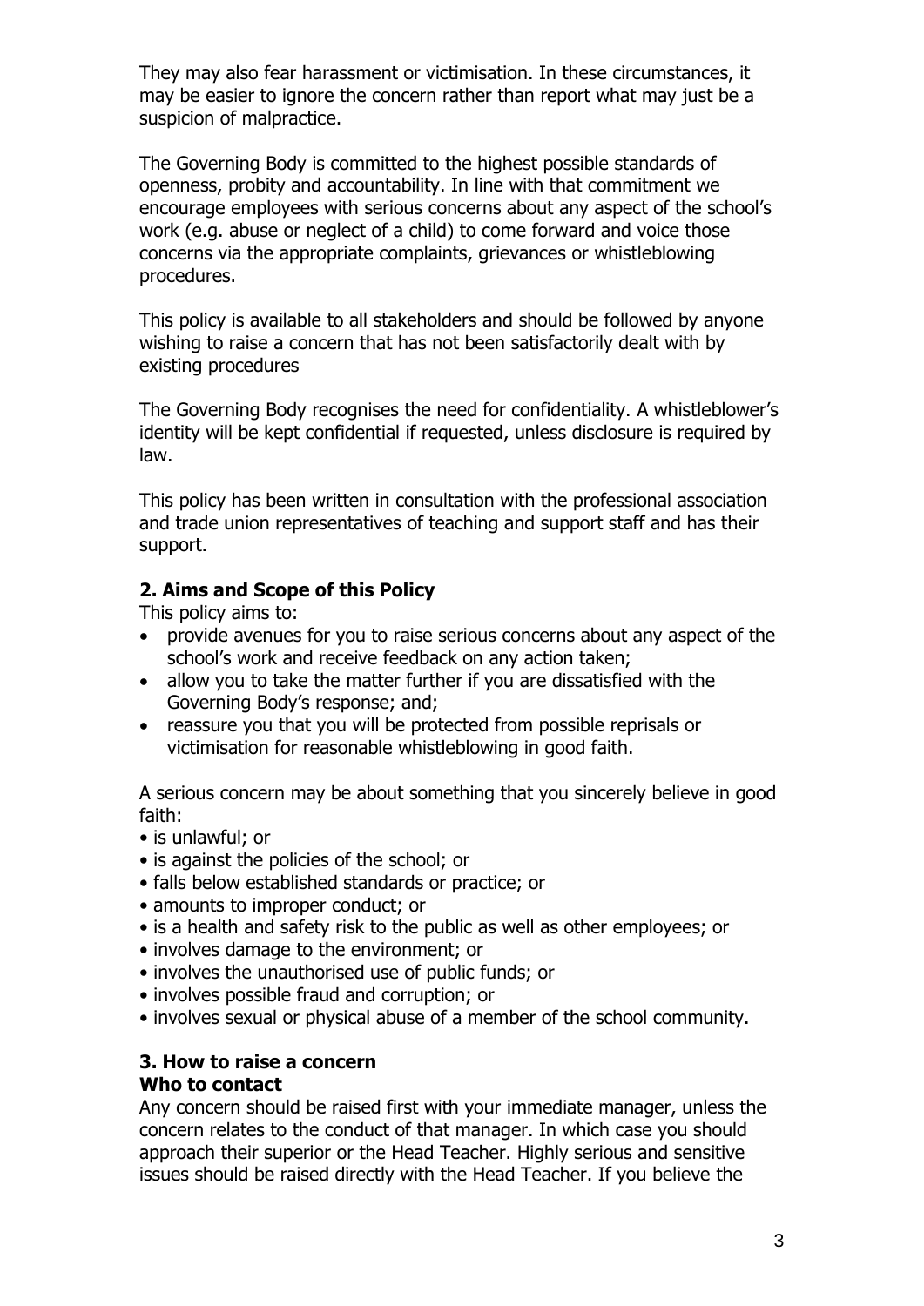They may also fear harassment or victimisation. In these circumstances, it may be easier to ignore the concern rather than report what may just be a suspicion of malpractice.

The Governing Body is committed to the highest possible standards of openness, probity and accountability. In line with that commitment we encourage employees with serious concerns about any aspect of the school's work (e.g. abuse or neglect of a child) to come forward and voice those concerns via the appropriate complaints, grievances or whistleblowing procedures.

This policy is available to all stakeholders and should be followed by anyone wishing to raise a concern that has not been satisfactorily dealt with by existing procedures

The Governing Body recognises the need for confidentiality. A whistleblower's identity will be kept confidential if requested, unless disclosure is required by law.

This policy has been written in consultation with the professional association and trade union representatives of teaching and support staff and has their support.

## 2. Aims and Scope of this Policy

This policy aims to:

- provide avenues for you to raise serious concerns about any aspect of the school's work and receive feedback on any action taken;
- allow you to take the matter further if you are dissatisfied with the Governing Body's response; and;
- reassure you that you will be protected from possible reprisals or victimisation for reasonable whistleblowing in good faith.

A serious concern may be about something that you sincerely believe in good faith:

- is unlawful; or
- is against the policies of the school; or
- falls below established standards or practice; or
- amounts to improper conduct; or
- is a health and safety risk to the public as well as other employees; or
- involves damage to the environment; or
- involves the unauthorised use of public funds; or
- involves possible fraud and corruption; or
- involves sexual or physical abuse of a member of the school community.

## 3. How to raise a concern

### Who to contact

Any concern should be raised first with your immediate manager, unless the concern relates to the conduct of that manager. In which case you should approach their superior or the Head Teacher. Highly serious and sensitive issues should be raised directly with the Head Teacher. If you believe the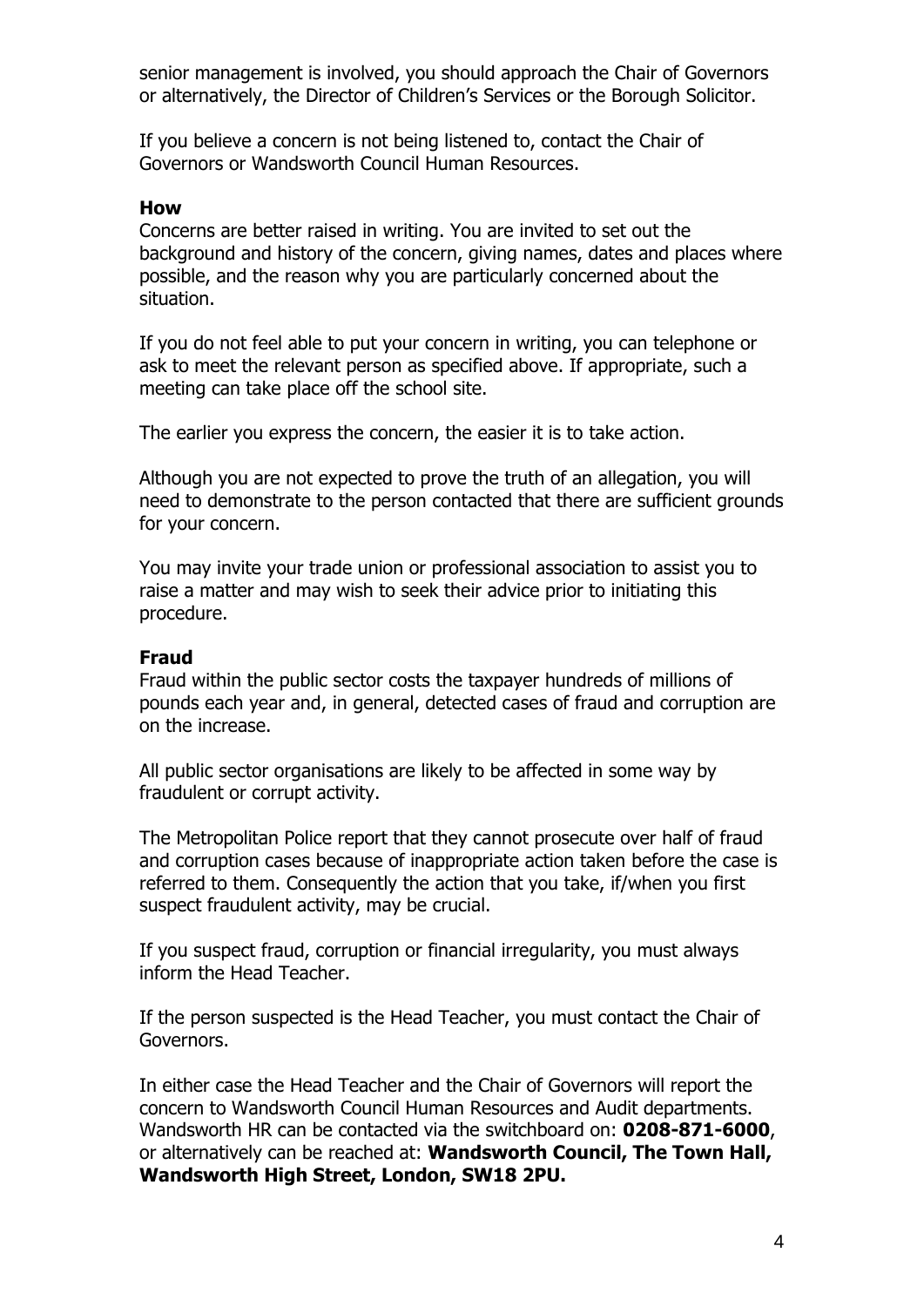senior management is involved, you should approach the Chair of Governors or alternatively, the Director of Children's Services or the Borough Solicitor.

If you believe a concern is not being listened to, contact the Chair of Governors or Wandsworth Council Human Resources.

**How**

Concerns are better raised in writing. You are invited to set out the background and history of the concern, giving names, dates and places where possible, and the reason why you are particularly concerned about the situation.

If you do not feel able to put your concern in writing, you can telephone or ask to meet the relevant person as specified above. If appropriate, such a meeting can take place off the school site.

The earlier you express the concern, the easier it is to take action.

Although you are not expected to prove the truth of an allegation, you will need to demonstrate to the person contacted that there are sufficient grounds for your concern.

You may invite your trade union or professional association to assist you to raise a matter and may wish to seek their advice prior to initiating this procedure.

**Fraud**

Fraud within the public sector costs the taxpayer hundreds of millions of pounds each year and, in general, detected cases of fraud and corruption are on the increase.

All public sector organisations are likely to be affected in some way by fraudulent or corrupt activity.

The Metropolitan Police report that they cannot prosecute over half of fraud and corruption cases because of inappropriate action taken before the case is referred to them. Consequently the action that you take, if/when you first suspect fraudulent activity, may be crucial.

If you suspect fraud, corruption or financial irregularity, you must always inform the Head Teacher.

If the person suspected is the Head Teacher, you must contact the Chair of Governors.

In either case the Head Teacher and the Chair of Governors will report the concern to Wandsworth Council Human Resources and Audit departments. Wandsworth HR can be contacted via the switchboard on: **0208-871-6000**, or alternatively can be reached at: **Wandsworth Council, The Town Hall, Wandsworth High Street, London, SW18 2PU.**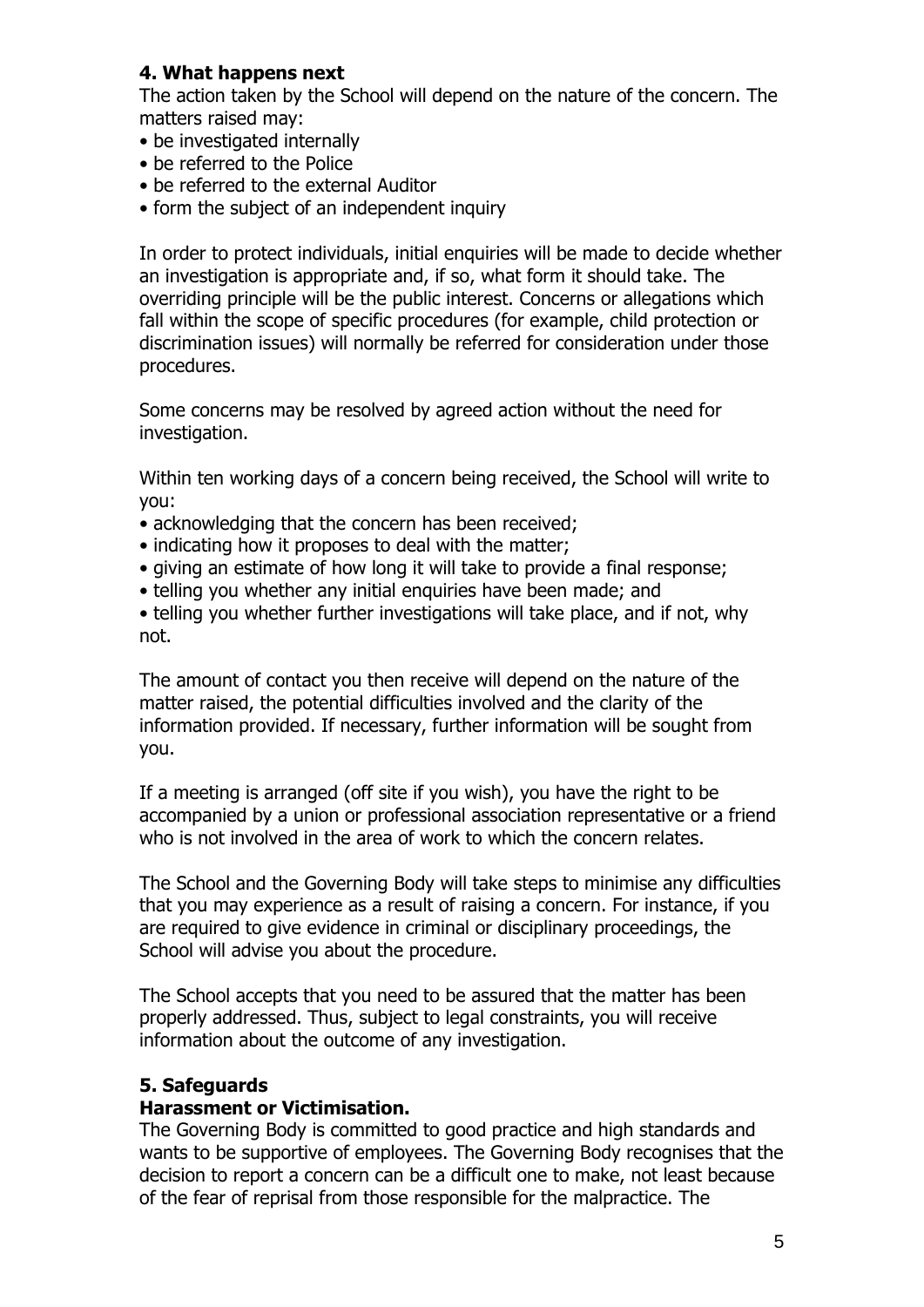## 4. What happens next

The action taken by the School will depend on the nature of the concern. The matters raised may:

- be investigated internally
- be referred to the Police
- be referred to the external Auditor
- form the subject of an independent inquiry

In order to protect individuals, initial enquiries will be made to decide whether an investigation is appropriate and, if so, what form it should take. The overriding principle will be the public interest. Concerns or allegations which fall within the scope of specific procedures (for example, child protection or discrimination issues) will normally be referred for consideration under those procedures.

Some concerns may be resolved by agreed action without the need for investigation.

Within ten working days of a concern being received, the School will write to you:

- acknowledging that the concern has been received;
- indicating how it proposes to deal with the matter;
- giving an estimate of how long it will take to provide a final response;
- telling you whether any initial enquiries have been made; and
- telling you whether further investigations will take place, and if not, why not.

The amount of contact you then receive will depend on the nature of the matter raised, the potential difficulties involved and the clarity of the information provided. If necessary, further information will be sought from you.

If a meeting is arranged (off site if you wish), you have the right to be accompanied by a union or professional association representative or a friend who is not involved in the area of work to which the concern relates.

The School and the Governing Body will take steps to minimise any difficulties that you may experience as a result of raising a concern. For instance, if you are required to give evidence in criminal or disciplinary proceedings, the School will advise you about the procedure.

The School accepts that you need to be assured that the matter has been properly addressed. Thus, subject to legal constraints, you will receive information about the outcome of any investigation.

## 5. Safeguards

### Harassment or Victimisation.

The Governing Body is committed to good practice and high standards and wants to be supportive of employees. The Governing Body recognises that the decision to report a concern can be a difficult one to make, not least because of the fear of reprisal from those responsible for the malpractice. The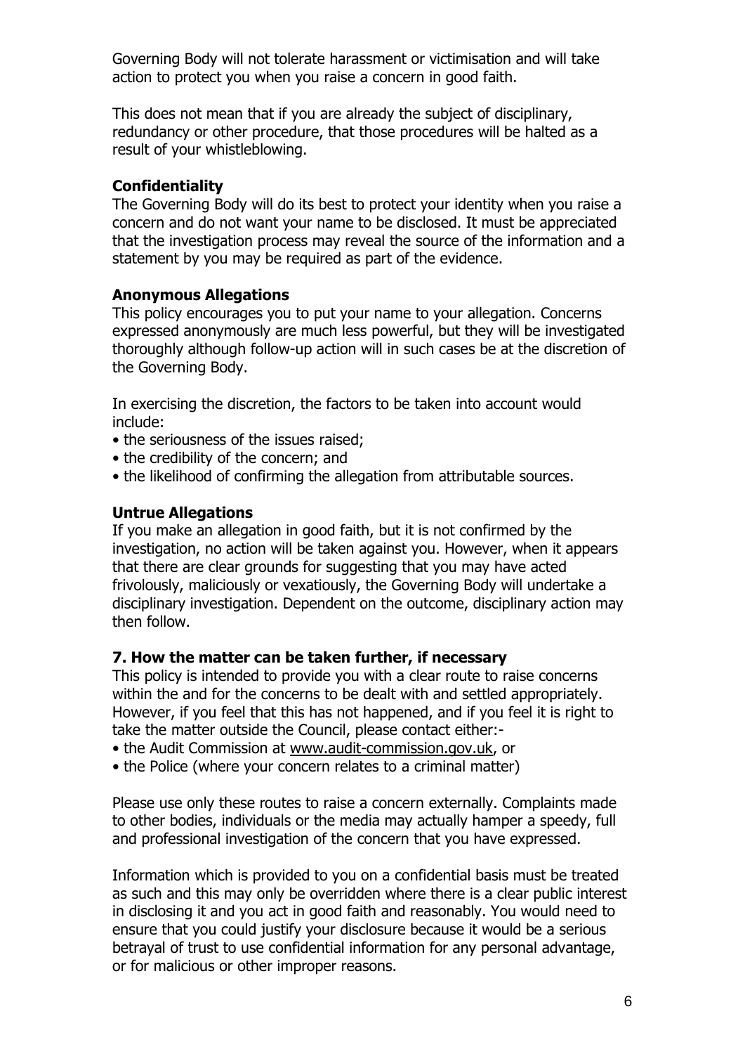Governing Body will not tolerate harassment or victimisation and will take action to protect you when you raise a concern in good faith.

This does not mean that if you are already the subject of disciplinary, redundancy or other procedure, that those procedures will be halted as a result of your whistleblowing.

**Confidentiality**

The Governing Body will do its best to protect your identity when you raise a concern and do not want your name to be disclosed. It must be appreciated that the investigation process may reveal the source of the information and a statement by you may be required as part of the evidence.

**Anonymous Allegations**

This policy encourages you to put your name to your allegation. Concerns expressed anonymously are much less powerful, but they will be investigated thoroughly although follow-up action will in such cases be at the discretion of the Governing Body.

In exercising the discretion, the factors to be taken into account would include:

- the seriousness of the issues raised;
- the credibility of the concern; and
- the likelihood of confirming the allegation from attributable sources.

**Untrue Allegations**

If you make an allegation in good faith, but it is not confirmed by the investigation, no action will be taken against you. However, when it appears that there are clear grounds for suggesting that you may have acted frivolously, maliciously or vexatiously, the Governing Body will undertake a disciplinary investigation. Dependent on the outcome, disciplinary action may then follow.

**7. How the matter can be taken further, if necessary**

This policy is intended to provide you with a clear route to raise concerns within the and for the concerns to be dealt with and settled appropriately. However, if you feel that this has not happened, and if you feel it is right to take the matter outside the Council, please contact either:-

- the Audit Commission at www.audit-commission.gov.uk, or
- the Police (where your concern relates to a criminal matter)

Please use only these routes to raise a concern externally. Complaints made to other bodies, individuals or the media may actually hamper a speedy, full and professional investigation of the concern that you have expressed.

Information which is provided to you on a confidential basis must be treated as such and this may only be overridden where there is a clear public interest in disclosing it and you act in good faith and reasonably. You would need to ensure that you could justify your disclosure because it would be a serious betrayal of trust to use confidential information for any personal advantage, or for malicious or other improper reasons.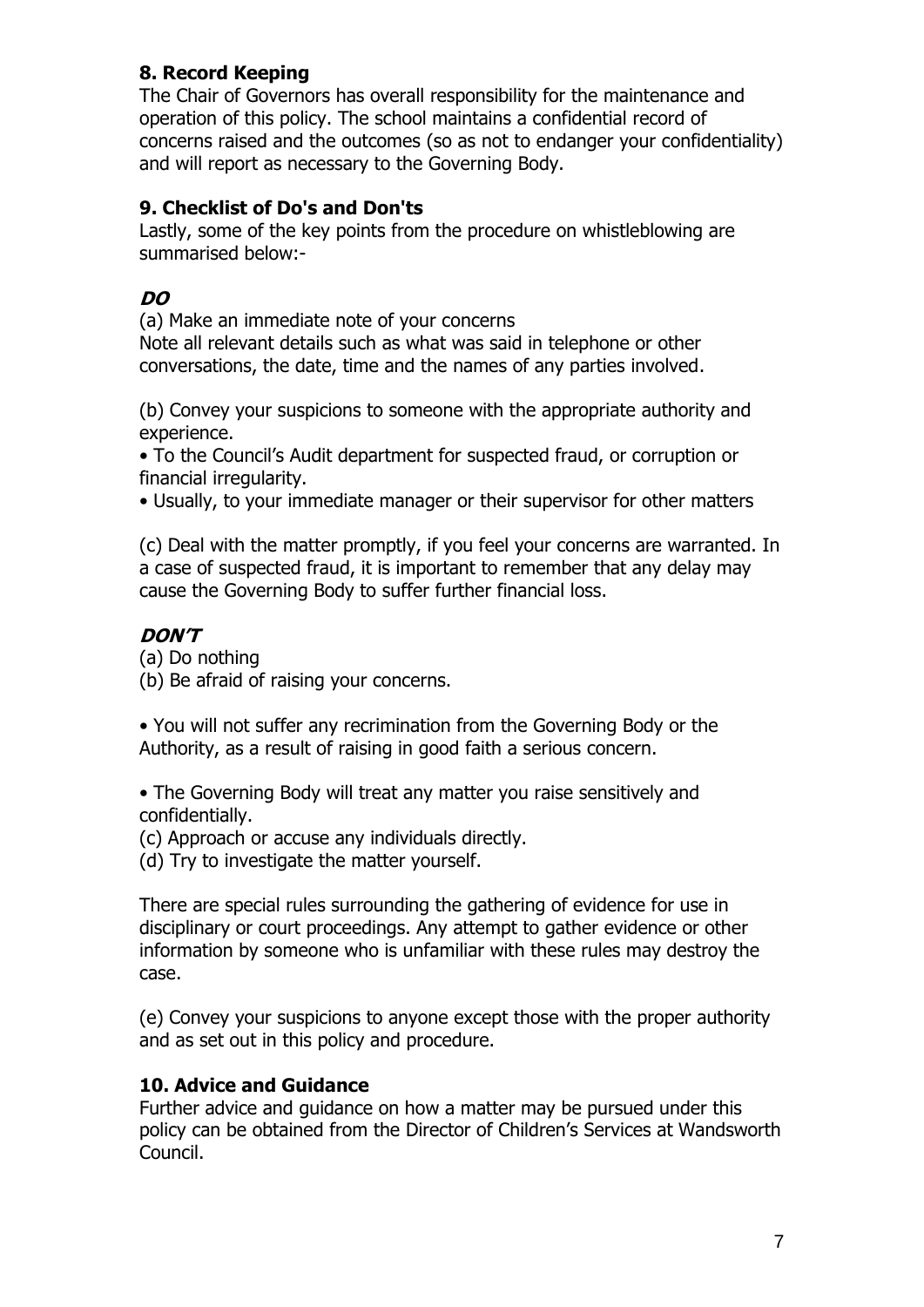## 8. Record Keeping

The Chair of Governors has overall responsibility for the maintenance and operation of this policy. The school maintains a confidential record of concerns raised and the outcomes (so as not to endanger your confidentiality) and will report as necessary to the Governing Body.

## 9. Checklist of Do's and Don'ts

Lastly, some of the key points from the procedure on whistleblowing are summarised below:-

### *DO*

(a) Make an immediate note of your concerns
Note all relevant details such as what was said in telephone or other conversations, the date, time and the names of any parties involved.

(b) Convey your suspicions to someone with the appropriate authority and experience.

- To the Council's Audit department for suspected fraud, or corruption or financial irregularity.
- Usually, to your immediate manager or their supervisor for other matters

(c) Deal with the matter promptly, if you feel your concerns are warranted. In a case of suspected fraud, it is important to remember that any delay may cause the Governing Body to suffer further financial loss.

### *DON'T*

(a) Do nothing
(b) Be afraid of raising your concerns.

- You will not suffer any recrimination from the Governing Body or the Authority, as a result of raising in good faith a serious concern.

- The Governing Body will treat any matter you raise sensitively and confidentially.

(c) Approach or accuse any individuals directly.
(d) Try to investigate the matter yourself.

There are special rules surrounding the gathering of evidence for use in disciplinary or court proceedings. Any attempt to gather evidence or other information by someone who is unfamiliar with these rules may destroy the case.

(e) Convey your suspicions to anyone except those with the proper authority and as set out in this policy and procedure.

## 10. Advice and Guidance

Further advice and guidance on how a matter may be pursued under this policy can be obtained from the Director of Children's Services at Wandsworth Council.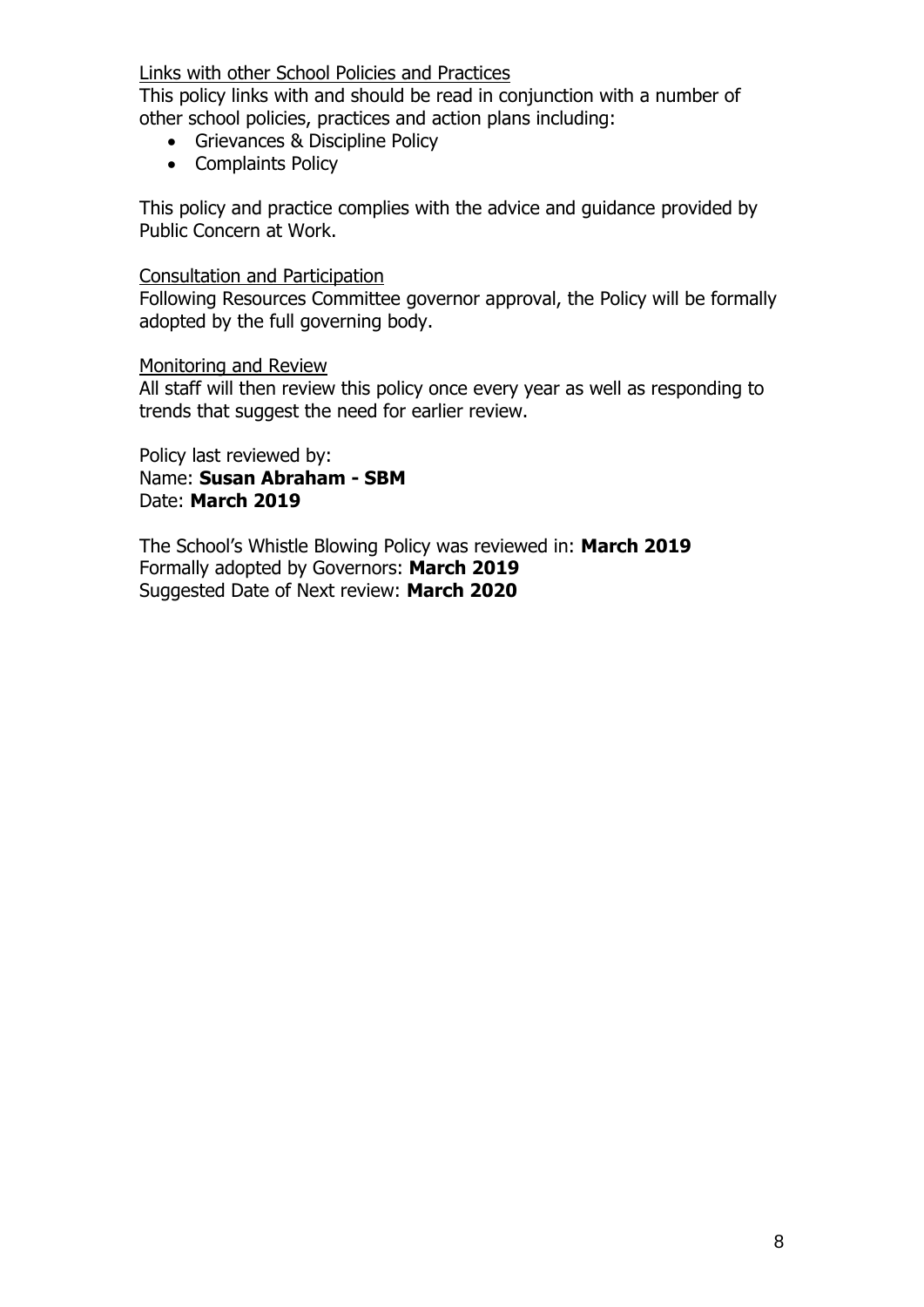<u>Links with other School Policies and Practices</u>

This policy links with and should be read in conjunction with a number of other school policies, practices and action plans including:

- Grievances & Discipline Policy
- Complaints Policy

This policy and practice complies with the advice and guidance provided by Public Concern at Work.

<u>Consultation and Participation</u>

Following Resources Committee governor approval, the Policy will be formally adopted by the full governing body.

<u>Monitoring and Review</u>

All staff will then review this policy once every year as well as responding to trends that suggest the need for earlier review.

Policy last reviewed by:
Name: **Susan Abraham - SBM**
Date: **March 2019**

The School's Whistle Blowing Policy was reviewed in: **March 2019**
Formally adopted by Governors: **March 2019**
Suggested Date of Next review: **March 2020**